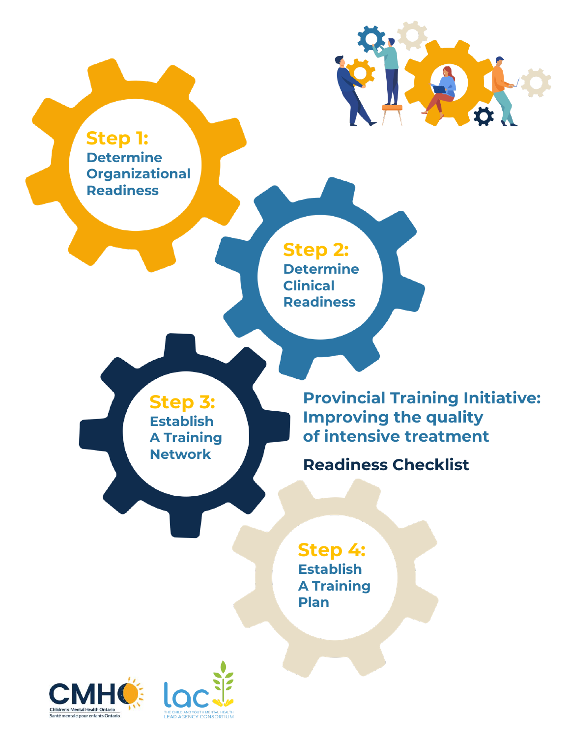# Provincial Training Initiative: Improving the quality of intensive treatment

## Readiness Checklist

**Step 1:** Determine Organizational Readiness

**Step 2:** Determine Clinical Readiness

**Step 3:** Establish A Training Network

**Step 4:** Establish A Training Plan

CMHO Children's Mental Health Ontario / Santé mentale pour enfants Ontario

lac The Child and Youth Mental Health Lead Agency Consortium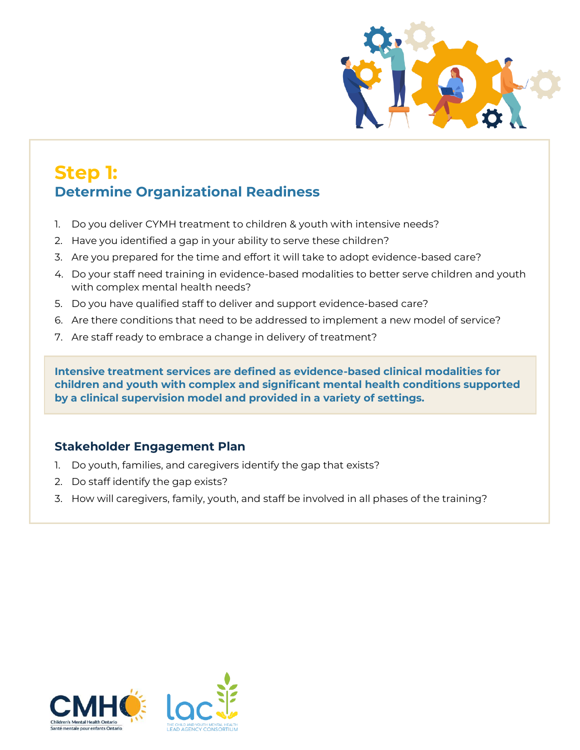## Step 1:
## Determine Organizational Readiness

1. Do you deliver CYMH treatment to children & youth with intensive needs?
2. Have you identified a gap in your ability to serve these children?
3. Are you prepared for the time and effort it will take to adopt evidence-based care?
4. Do your staff need training in evidence-based modalities to better serve children and youth with complex mental health needs?
5. Do you have qualified staff to deliver and support evidence-based care?
6. Are there conditions that need to be addressed to implement a new model of service?
7. Are staff ready to embrace a change in delivery of treatment?

**Intensive treatment services are defined as evidence-based clinical modalities for children and youth with complex and significant mental health conditions supported by a clinical supervision model and provided in a variety of settings.**

### Stakeholder Engagement Plan

1. Do youth, families, and caregivers identify the gap that exists?
2. Do staff identify the gap exists?
3. How will caregivers, family, youth, and staff be involved in all phases of the training?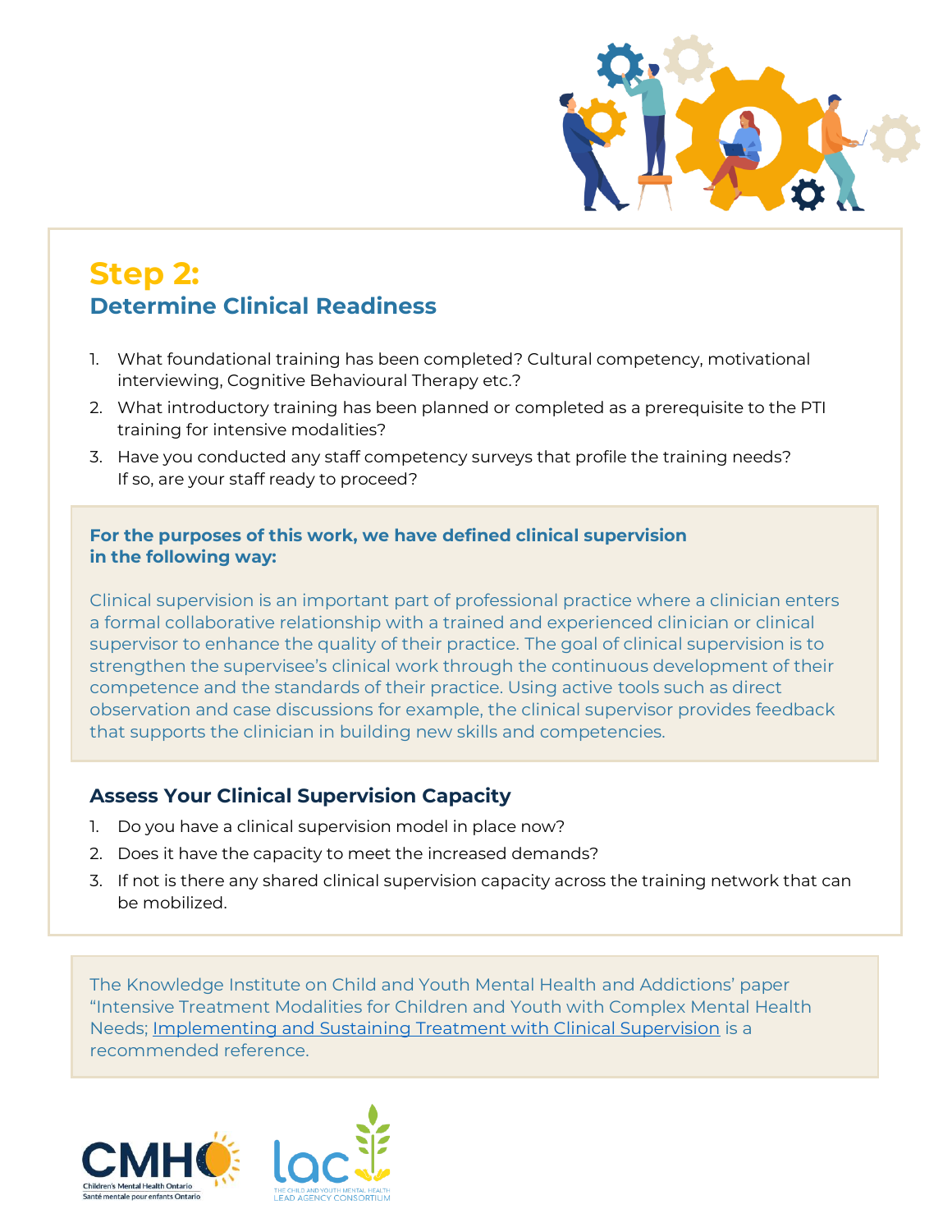# Step 2:
## Determine Clinical Readiness

1. What foundational training has been completed? Cultural competency, motivational interviewing, Cognitive Behavioural Therapy etc.?
2. What introductory training has been planned or completed as a prerequisite to the PTI training for intensive modalities?
3. Have you conducted any staff competency surveys that profile the training needs? If so, are your staff ready to proceed?

**For the purposes of this work, we have defined clinical supervision in the following way:**

Clinical supervision is an important part of professional practice where a clinician enters a formal collaborative relationship with a trained and experienced clinician or clinical supervisor to enhance the quality of their practice. The goal of clinical supervision is to strengthen the supervisee's clinical work through the continuous development of their competence and the standards of their practice. Using active tools such as direct observation and case discussions for example, the clinical supervisor provides feedback that supports the clinician in building new skills and competencies.

### Assess Your Clinical Supervision Capacity

1. Do you have a clinical supervision model in place now?
2. Does it have the capacity to meet the increased demands?
3. If not is there any shared clinical supervision capacity across the training network that can be mobilized.

The Knowledge Institute on Child and Youth Mental Health and Addictions' paper "Intensive Treatment Modalities for Children and Youth with Complex Mental Health Needs; Implementing and Sustaining Treatment with Clinical Supervision is a recommended reference.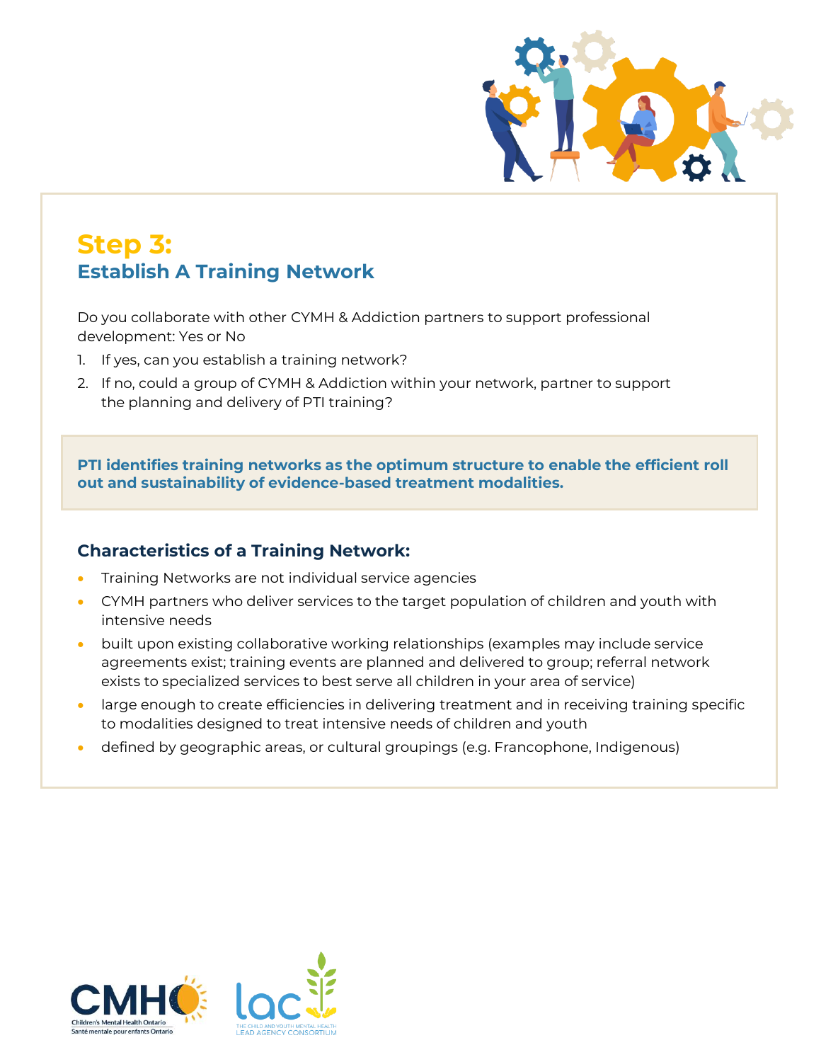## Step 3:
### Establish A Training Network

Do you collaborate with other CYMH & Addiction partners to support professional development: Yes or No

1. If yes, can you establish a training network?
2. If no, could a group of CYMH & Addiction within your network, partner to support the planning and delivery of PTI training?

**PTI identifies training networks as the optimum structure to enable the efficient roll out and sustainability of evidence-based treatment modalities.**

### Characteristics of a Training Network:

- Training Networks are not individual service agencies
- CYMH partners who deliver services to the target population of children and youth with intensive needs
- built upon existing collaborative working relationships (examples may include service agreements exist; training events are planned and delivered to group; referral network exists to specialized services to best serve all children in your area of service)
- large enough to create efficiencies in delivering treatment and in receiving training specific to modalities designed to treat intensive needs of children and youth
- defined by geographic areas, or cultural groupings (e.g. Francophone, Indigenous)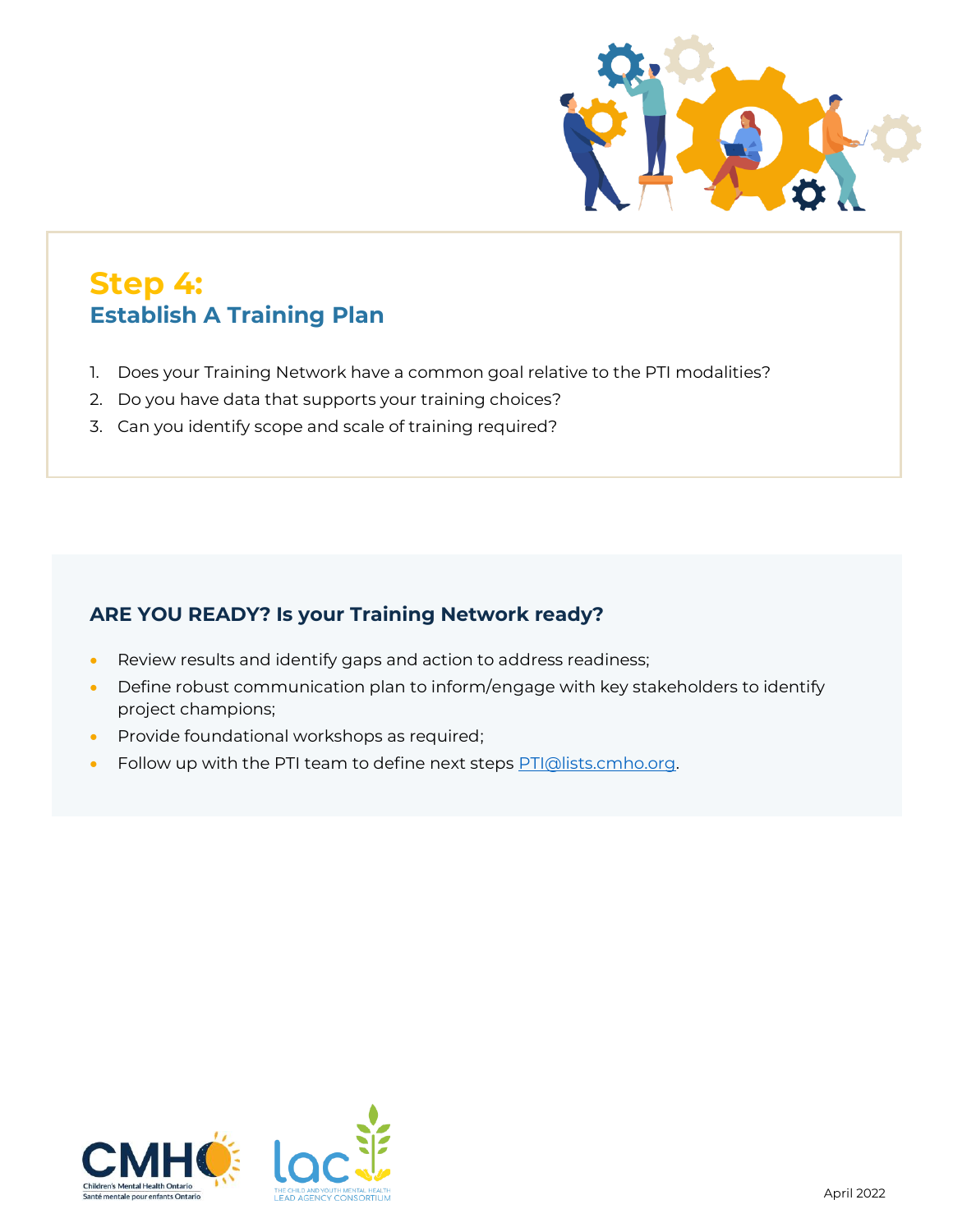## Step 4:
### Establish A Training Plan

1. Does your Training Network have a common goal relative to the PTI modalities?
2. Do you have data that supports your training choices?
3. Can you identify scope and scale of training required?

### ARE YOU READY? Is your Training Network ready?

- Review results and identify gaps and action to address readiness;
- Define robust communication plan to inform/engage with key stakeholders to identify project champions;
- Provide foundational workshops as required;
- Follow up with the PTI team to define next steps PTI@lists.cmho.org.

April 2022